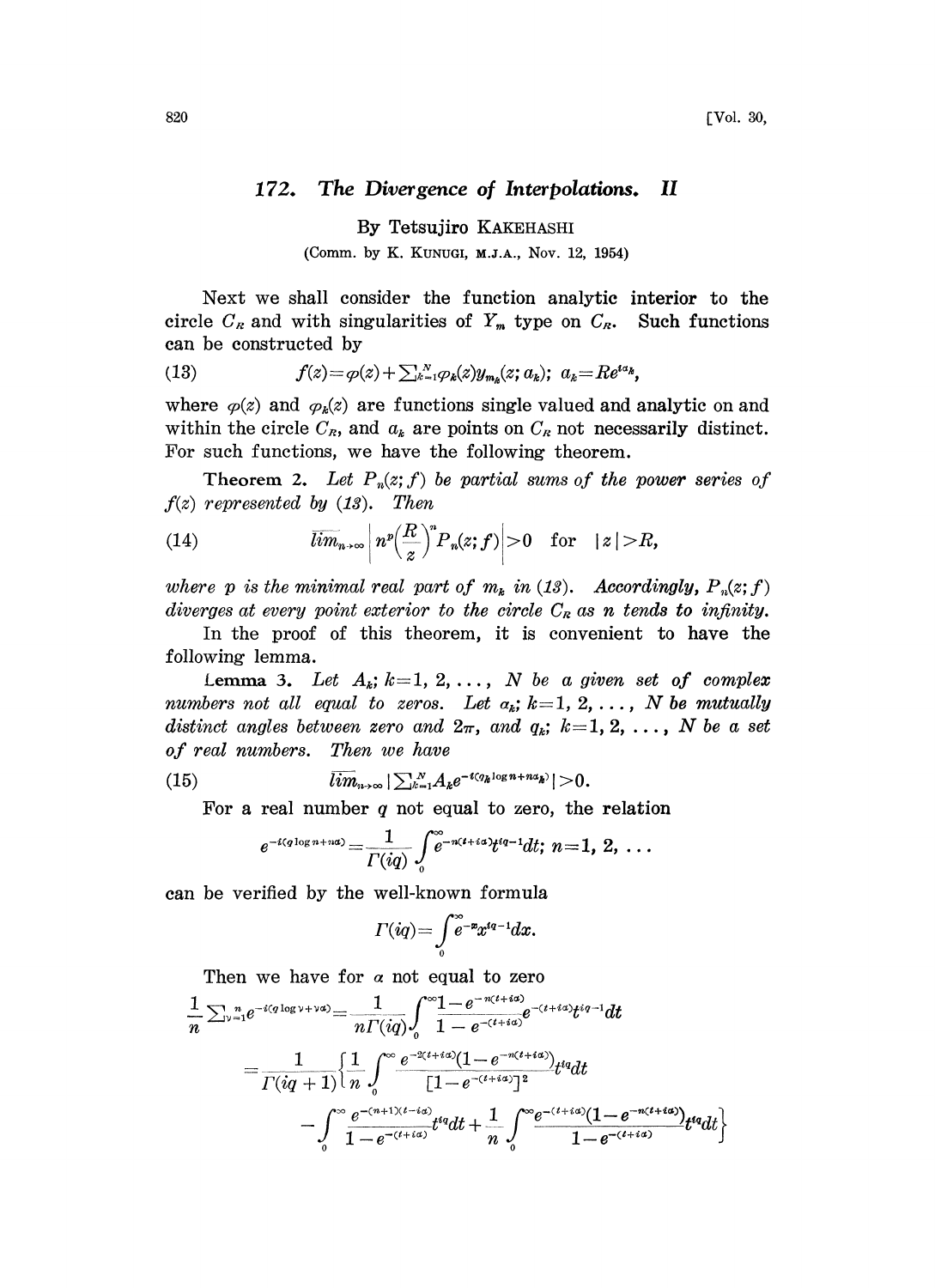# 172. The Divergence of Interpolations. II

By Tetsujiro KAKEHASHI

(Comm. by K. KUNUGI, M.J.A., Nov. 12, 1954)

Next we shall consider the function analytic interior to the circle $C_R$ and with singularities of $Y_m$ type on $C_R$. Such functions can be constructed by

$$f(z)=\varphi(z)+\sum_{k=1}^{N}\varphi_k(z)y_{m_k}(z;a_k);\ a_k=Re^{i\alpha_k}, \tag{13}$$

where $\varphi(z)$ and $\varphi_k(z)$ are functions single valued and analytic on and within the circle $C_R$, and $a_k$ are points on $C_R$ not necessarily distinct. For such functions, we have the following theorem.

**Theorem 2.** *Let $P_n(z;f)$ be partial sums of the power series of $f(z)$ represented by (13). Then*

$$\overline{\lim}_{n\to\infty}\left|n^p\Big(\frac{R}{z}\Big)^n P_n(z;f)\right|>0 \quad \text{for} \quad |z|>R, \tag{14}$$

*where $p$ is the minimal real part of $m_k$ in (13). Accordingly, $P_n(z;f)$ diverges at every point exterior to the circle $C_R$ as $n$ tends to infinity.*

In the proof of this theorem, it is convenient to have the following lemma.

**Lemma 3.** *Let $A_k$; $k=1, 2, \dots, N$ be a given set of complex numbers not all equal to zeros. Let $\alpha_k$; $k=1, 2, \dots, N$ be mutually distinct angles between zero and $2\pi$, and $q_k$; $k=1, 2, \dots, N$ be a set of real numbers. Then we have*

$$\overline{\lim}_{n\to\infty}\Big|\sum_{k=1}^{N}A_k e^{-i(q_k\log n+n\alpha_k)}\Big|>0. \tag{15}$$

For a real number $q$ not equal to zero, the relation

$$e^{-i(q\log n+n\alpha)}=\frac{1}{\Gamma(iq)}\int_0^\infty e^{-n(t+i\alpha)}t^{iq-1}dt;\ n=1, 2, \dots$$

can be verified by the well-known formula

$$\Gamma(iq)=\int_0^\infty e^{-x}x^{iq-1}dx.$$

Then we have for $\alpha$ not equal to zero

$$\frac{1}{n}\sum_{\nu=1}^{n}e^{-i(q\log\nu+\nu\alpha)}=\frac{1}{n\Gamma(iq)}\int_0^\infty\frac{1-e^{-n(t+i\alpha)}}{1-e^{-(t+i\alpha)}}e^{-(t+i\alpha)}t^{iq-1}dt$$

$$=\frac{1}{\Gamma(iq+1)}\Big\{\frac{1}{n}\int_0^\infty\frac{e^{-2(t+i\alpha)}(1-e^{-n(t+i\alpha)})}{[1-e^{-(t+i\alpha)}]^2}t^{iq}dt$$

$$-\int_0^\infty\frac{e^{-(n+1)(t-i\alpha)}}{1-e^{-(t+i\alpha)}}t^{iq}dt+\frac{1}{n}\int_0^\infty\frac{e^{-(t+i\alpha)}(1-e^{-n(t+i\alpha)})}{1-e^{-(t+i\alpha)}}t^{iq}dt\Big\}$$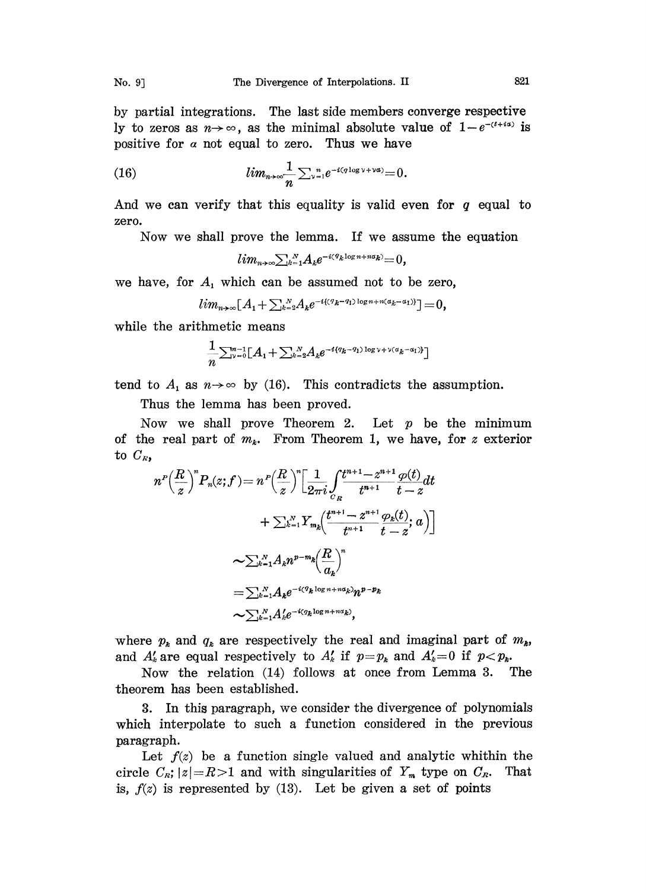by partial integrations. The last side members converge respectively to zeros as $n\to\infty$, as the minimal absolute value of $1-e^{-(t+ia)}$ is positive for $\alpha$ not equal to zero. Thus we have

$$
(16) \qquad lim_{n\to\infty}\frac{1}{n}\sum_{\nu=1}^{n}e^{-i(q\log\nu+\nu\alpha)}=0.
$$

And we can verify that this equality is valid even for $q$ equal to zero.

Now we shall prove the lemma. If we assume the equation

$$
lim_{n\to\infty}\sum_{k=1}^{N}A_k e^{-i(q_k\log n+n\alpha_k)}=0,
$$

we have, for $A_1$ which can be assumed not to be zero,

$$
lim_{n\to\infty}[A_1+\sum_{k=2}^{N}A_k e^{-i\{(q_k-q_1)\log n+n(\alpha_k-\alpha_1)\}}]=0,
$$

while the arithmetic means

$$
\frac{1}{n}\sum_{\nu=0}^{n-1}[A_1+\sum_{k=2}^{N}A_k e^{-i\{(q_k-q_1)\log\nu+\nu(\alpha_k-\alpha_1)\}}]
$$

tend to $A_1$ as $n\to\infty$ by (16). This contradicts the assumption.

Thus the lemma has been proved.

Now we shall prove Theorem 2. Let $p$ be the minimum of the real part of $m_k$. From Theorem 1, we have, for $z$ exterior to $C_R$,

$$
\begin{aligned}
n^p\Big(\frac{R}{z}\Big)^n P_n(z;f) &= n^p\Big(\frac{R}{z}\Big)^n\Big[\frac{1}{2\pi i}\int_{C_R}\frac{t^{n+1}-z^{n+1}}{t^{n+1}}\frac{\varphi(t)}{t-z}dt \\
&\qquad + \sum_{k=1}^{N}Y_{m_k}\Big(\frac{t^{n+1}-z^{n+1}}{t^{n+1}}\frac{\varphi_k(t)}{t-z};a\Big)\Big] \\
&\sim \sum_{k=1}^{N}A_k n^{p-m_k}\Big(\frac{R}{a_k}\Big)^n \\
&= \sum_{k=1}^{N}A_k e^{-i(q_k\log n+n\alpha_k)}n^{p-p_k} \\
&\sim \sum_{k=1}^{N}A'_k e^{-i(q_k\log n+n\alpha_k)},
\end{aligned}
$$

where $p_k$ and $q_k$ are respectively the real and imaginal part of $m_k$, and $A'_k$ are equal respectively to $A'_k$ if $p=p_k$ and $A'_k=0$ if $p<p_k$.

Now the relation (14) follows at once from Lemma 3. The theorem has been established.

3. In this paragraph, we consider the divergence of polynomials which interpolate to such a function considered in the previous paragraph.

Let $f(z)$ be a function single valued and analytic whithin the circle $C_R$; $|z|=R>1$ and with singularities of $Y_m$ type on $C_R$. That is, $f(z)$ is represented by (13). Let be given a set of points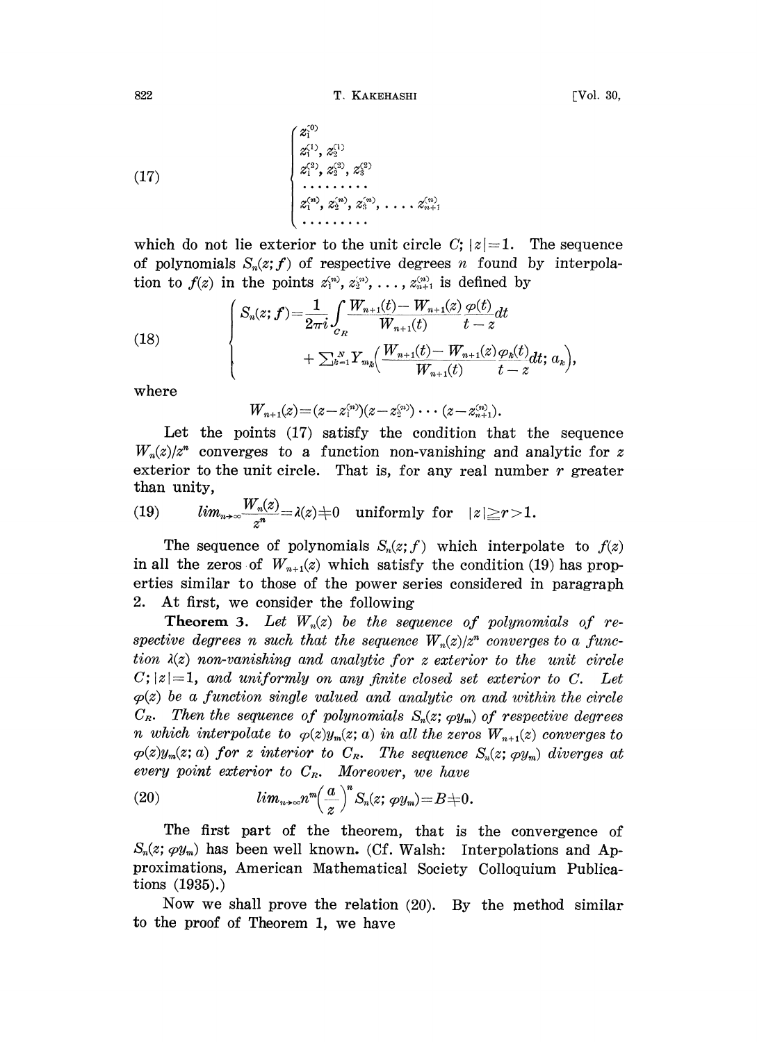$$
(17) \qquad \begin{cases} z_1^{(0)} \\ z_1^{(1)}, z_2^{(1)} \\ z_1^{(2)}, z_2^{(2)}, z_3^{(2)} \\ \cdots\cdots\cdots \\ z_1^{(n)}, z_2^{(n)}, z_3^{(n)}, \ldots, z_{n+1}^{(n)} \\ \cdots\cdots\cdots \end{cases}
$$

which do not lie exterior to the unit circle $C$; $|z|=1$. The sequence of polynomials $S_n(z;f)$ of respective degrees $n$ found by interpolation to $f(z)$ in the points $z_1^{(n)}, z_2^{(n)}, \ldots, z_{n+1}^{(n)}$ is defined by

$$
(18) \qquad \begin{cases} S_n(z;f) = \dfrac{1}{2\pi i}\displaystyle\int_{C_R} \frac{W_{n+1}(t) - W_{n+1}(z)}{W_{n+1}(t)} \frac{\varphi(t)}{t-z} dt \\ \qquad\qquad + \sum_{k=1}^{N} Y_{m_k}\Big( \dfrac{W_{n+1}(t) - W_{n+1}(z)}{W_{n+1}(t)} \dfrac{\varphi_k(t)}{t-z} dt;\, a_k \Big), \end{cases}
$$

where

$$
W_{n+1}(z) = (z - z_1^{(n)})(z - z_2^{(n)}) \cdots (z - z_{n+1}^{(n)}).
$$

Let the points (17) satisfy the condition that the sequence $W_n(z)/z^n$ converges to a function non-vanishing and analytic for $z$ exterior to the unit circle. That is, for any real number $r$ greater than unity,

$$
(19) \qquad \lim_{n\to\infty} \frac{W_n(z)}{z^n} = \lambda(z) \neq 0 \quad \text{uniformly for} \quad |z| \geqq r > 1.
$$

The sequence of polynomials $S_n(z;f)$ which interpolate to $f(z)$ in all the zeros of $W_{n+1}(z)$ which satisfy the condition (19) has properties similar to those of the power series considered in paragraph 2. At first, we consider the following

**Theorem 3.** *Let $W_n(z)$ be the sequence of polynomials of respective degrees $n$ such that the sequence $W_n(z)/z^n$ converges to a function $\lambda(z)$ non-vanishing and analytic for $z$ exterior to the unit circle $C$; $|z|=1$, and uniformly on any finite closed set exterior to $C$. Let $\varphi(z)$ be a function single valued and analytic on and within the circle $C_R$. Then the sequence of polynomials $S_n(z;\varphi y_m)$ of respective degrees $n$ which interpolate to $\varphi(z)y_m(z;a)$ in all the zeros $W_{n+1}(z)$ converges to $\varphi(z)y_m(z;a)$ for $z$ interior to $C_R$. The sequence $S_n(z;\varphi y_m)$ diverges at every point exterior to $C_R$. Moreover, we have*

$$
(20) \qquad \lim_{n\to\infty} n^m \Big(\frac{a}{z}\Big)^n S_n(z;\varphi y_m) = B \neq 0.
$$

The first part of the theorem, that is the convergence of $S_n(z;\varphi y_m)$ has been well known. (Cf. Walsh: Interpolations and Approximations, American Mathematical Society Colloquium Publications (1935).)

Now we shall prove the relation (20). By the method similar to the proof of Theorem 1, we have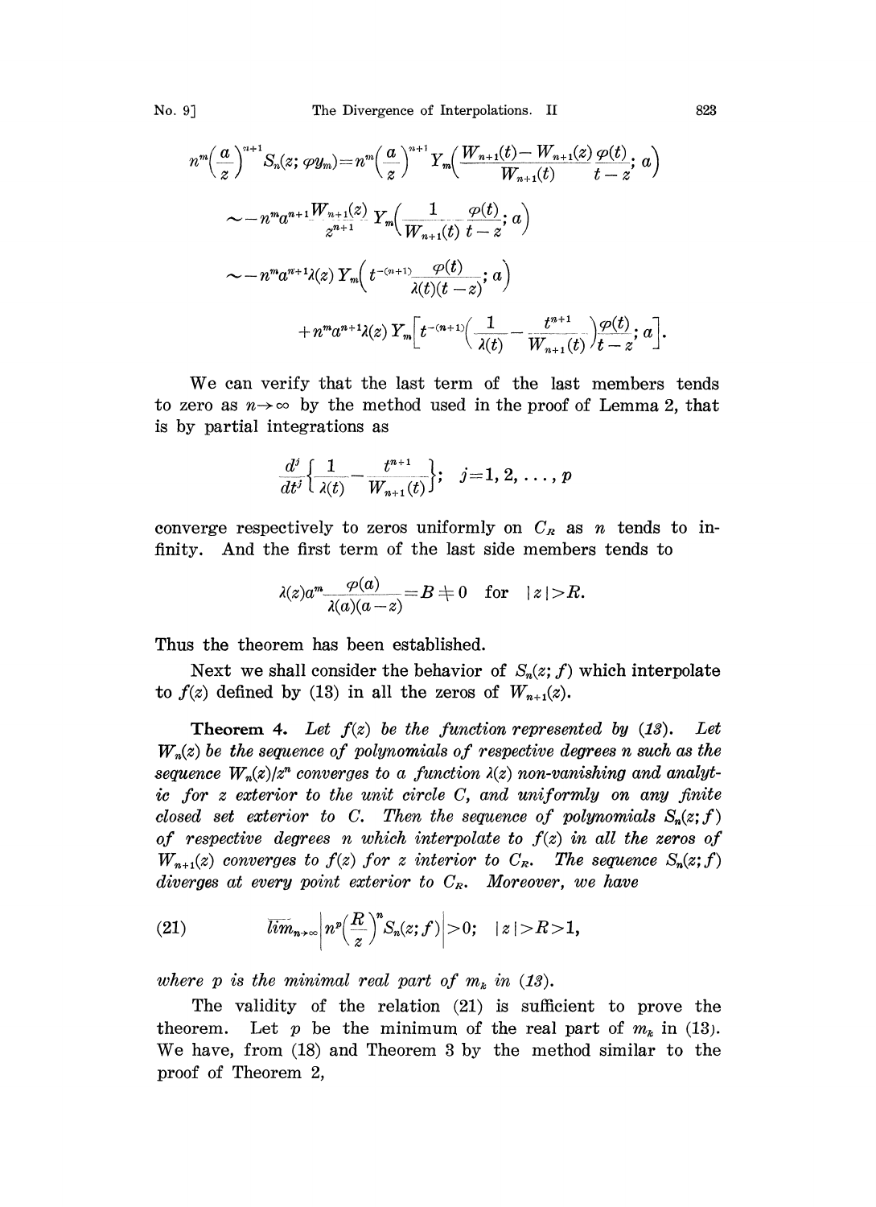$$n^m\left(\frac{a}{z}\right)^{n+1} S_n(z;\varphi y_m) = n^m\left(\frac{a}{z}\right)^{n+1} Y_m\left(\frac{W_{n+1}(t)-W_{n+1}(z)}{W_{n+1}(t)}\frac{\varphi(t)}{t-z};\, a\right)$$

$$\sim -n^m a^{n+1}\frac{W_{n+1}(z)}{z^{n+1}} Y_m\left(\frac{1}{W_{n+1}(t)}\frac{\varphi(t)}{t-z};\, a\right)$$

$$\sim -n^m a^{n+1}\lambda(z)\, Y_m\left(t^{-(n+1)}\frac{\varphi(t)}{\lambda(t)(t-z)};\, a\right)$$

$$+ n^m a^{n+1}\lambda(z)\, Y_m\left[t^{-(n+1)}\left(\frac{1}{\lambda(t)}-\frac{t^{n+1}}{W_{n+1}(t)}\right)\frac{\varphi(t)}{t-z};\, a\right].$$

We can verify that the last term of the last members tends to zero as $n\to\infty$ by the method used in the proof of Lemma 2, that is by partial integrations as

$$\frac{d^j}{dt^j}\left\{\frac{1}{\lambda(t)}-\frac{t^{n+1}}{W_{n+1}(t)}\right\};\quad j=1, 2, \ldots, p$$

converge respectively to zeros uniformly on $C_R$ as $n$ tends to infinity. And the first term of the last side members tends to

$$\lambda(z)a^m\frac{\varphi(a)}{\lambda(a)(a-z)}=B\neq 0 \quad \text{for} \quad |z|>R.$$

Thus the theorem has been established.

Next we shall consider the behavior of $S_n(z;f)$ which interpolate to $f(z)$ defined by (13) in all the zeros of $W_{n+1}(z)$.

**Theorem 4.** *Let $f(z)$ be the function represented by (13). Let $W_n(z)$ be the sequence of polynomials of respective degrees $n$ such as the sequence $W_n(z)/z^n$ converges to a function $\lambda(z)$ non-vanishing and analytic for $z$ exterior to the unit circle $C$, and uniformly on any finite closed set exterior to $C$. Then the sequence of polynomials $S_n(z;f)$ of respective degrees $n$ which interpolate to $f(z)$ in all the zeros of $W_{n+1}(z)$ converges to $f(z)$ for $z$ interior to $C_R$. The sequence $S_n(z;f)$ diverges at every point exterior to $C_R$. Moreover, we have*

$$\overline{lim}_{n\to\infty}\left|n^p\left(\frac{R}{z}\right)^n S_n(z;f)\right|>0;\quad |z|>R>1, \tag{21}$$

*where $p$ is the minimal real part of $m_k$ in (13).*

The validity of the relation (21) is sufficient to prove the theorem. Let $p$ be the minimum of the real part of $m_k$ in (13). We have, from (18) and Theorem 3 by the method similar to the proof of Theorem 2,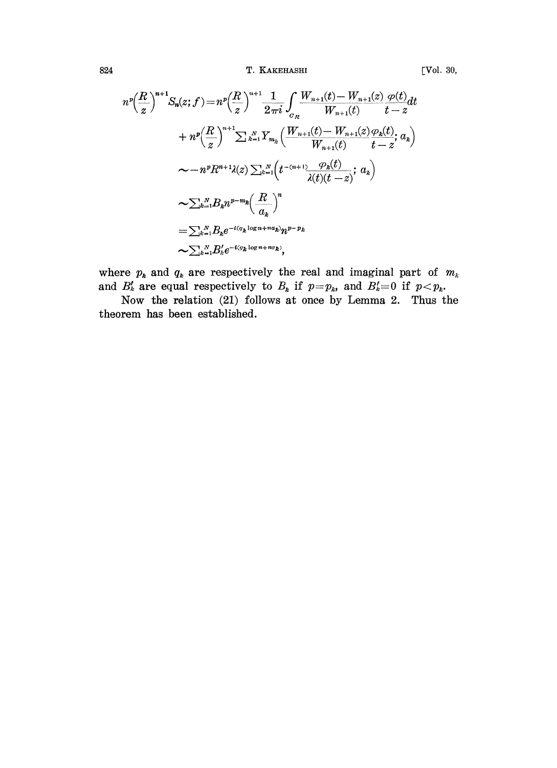$$
\begin{aligned}
n^p\left(\frac{R}{z}\right)^{n+1} S_n(z;f) &= n^p\left(\frac{R}{z}\right)^{n+1} \frac{1}{2\pi i}\int_{C_R} \frac{W_{n+1}(t)-W_{n+1}(z)}{W_{n+1}(t)}\frac{\varphi(t)}{t-z}dt \\
&\quad + n^p\left(\frac{R}{z}\right)^{n+1} \sum_{k=1}^{N} Y_{m_k}\left(\frac{W_{n+1}(t)-W_{n+1}(z)}{W_{n+1}(t)}\frac{\varphi_k(t)}{t-z};\, a_k\right) \\
&\sim -n^p R^{n+1}\lambda(z)\sum_{k=1}^{N}\left(t^{-(n+1)}\frac{\varphi_k(t)}{\lambda(t)(t-z)};\, a_k\right) \\
&\sim \sum_{k=1}^{N} B_k n^{p-m_k}\left(\frac{R}{a_k}\right)^n \\
&= \sum_{k=1}^{N} B_k e^{-i(q_k \log n + n\alpha_k)} n^{p-p_k} \\
&\sim \sum_{k=1}^{N} B_k' e^{-i(q_k \log n + n\alpha_k)},
\end{aligned}
$$

where $p_k$ and $q_k$ are respectively the real and imaginal part of $m_k$ and $B_k'$ are equal respectively to $B_k$ if $p=p_k$, and $B_k'=0$ if $p<p_k$.

Now the relation (21) follows at once by Lemma 2. Thus the theorem has been established.